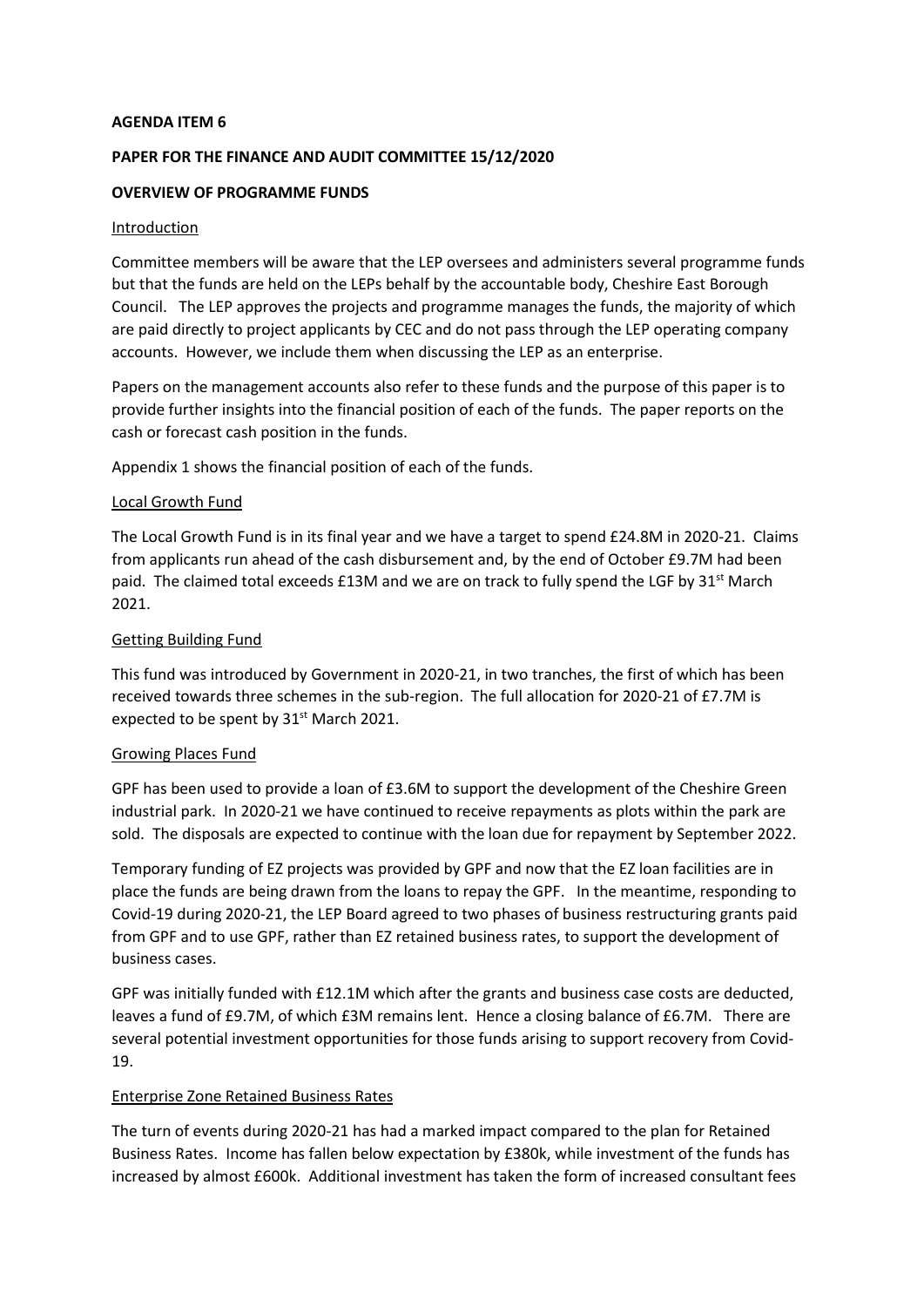**AGENDA ITEM 6**

**PAPER FOR THE FINANCE AND AUDIT COMMITTEE 15/12/2020**

**OVERVIEW OF PROGRAMME FUNDS**

Introduction

Committee members will be aware that the LEP oversees and administers several programme funds but that the funds are held on the LEPs behalf by the accountable body, Cheshire East Borough Council. The LEP approves the projects and programme manages the funds, the majority of which are paid directly to project applicants by CEC and do not pass through the LEP operating company accounts. However, we include them when discussing the LEP as an enterprise.

Papers on the management accounts also refer to these funds and the purpose of this paper is to provide further insights into the financial position of each of the funds. The paper reports on the cash or forecast cash position in the funds.

Appendix 1 shows the financial position of each of the funds.

Local Growth Fund

The Local Growth Fund is in its final year and we have a target to spend £24.8M in 2020-21. Claims from applicants run ahead of the cash disbursement and, by the end of October £9.7M had been paid. The claimed total exceeds £13M and we are on track to fully spend the LGF by 31st March 2021.

Getting Building Fund

This fund was introduced by Government in 2020-21, in two tranches, the first of which has been received towards three schemes in the sub-region. The full allocation for 2020-21 of £7.7M is expected to be spent by 31st March 2021.

Growing Places Fund

GPF has been used to provide a loan of £3.6M to support the development of the Cheshire Green industrial park. In 2020-21 we have continued to receive repayments as plots within the park are sold. The disposals are expected to continue with the loan due for repayment by September 2022.

Temporary funding of EZ projects was provided by GPF and now that the EZ loan facilities are in place the funds are being drawn from the loans to repay the GPF. In the meantime, responding to Covid-19 during 2020-21, the LEP Board agreed to two phases of business restructuring grants paid from GPF and to use GPF, rather than EZ retained business rates, to support the development of business cases.

GPF was initially funded with £12.1M which after the grants and business case costs are deducted, leaves a fund of £9.7M, of which £3M remains lent. Hence a closing balance of £6.7M. There are several potential investment opportunities for those funds arising to support recovery from Covid-19.

Enterprise Zone Retained Business Rates

The turn of events during 2020-21 has had a marked impact compared to the plan for Retained Business Rates. Income has fallen below expectation by £380k, while investment of the funds has increased by almost £600k. Additional investment has taken the form of increased consultant fees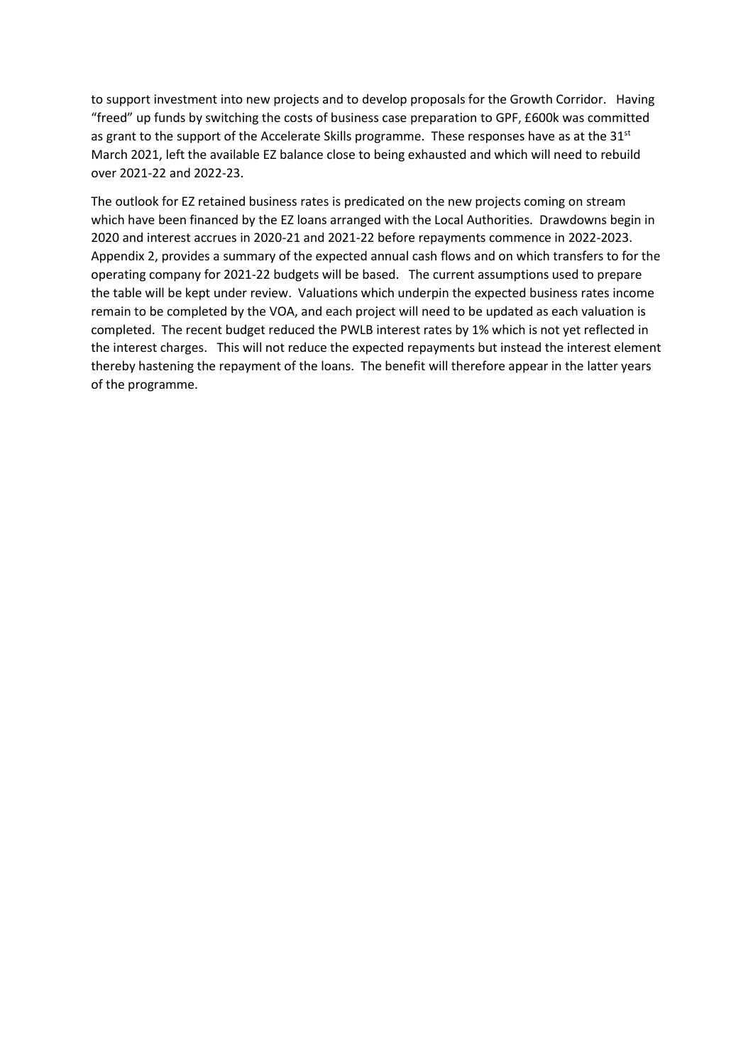to support investment into new projects and to develop proposals for the Growth Corridor. Having "freed" up funds by switching the costs of business case preparation to GPF, £600k was committed as grant to the support of the Accelerate Skills programme. These responses have as at the 31st March 2021, left the available EZ balance close to being exhausted and which will need to rebuild over 2021-22 and 2022-23.

The outlook for EZ retained business rates is predicated on the new projects coming on stream which have been financed by the EZ loans arranged with the Local Authorities. Drawdowns begin in 2020 and interest accrues in 2020-21 and 2021-22 before repayments commence in 2022-2023. Appendix 2, provides a summary of the expected annual cash flows and on which transfers to for the operating company for 2021-22 budgets will be based. The current assumptions used to prepare the table will be kept under review. Valuations which underpin the expected business rates income remain to be completed by the VOA, and each project will need to be updated as each valuation is completed. The recent budget reduced the PWLB interest rates by 1% which is not yet reflected in the interest charges. This will not reduce the expected repayments but instead the interest element thereby hastening the repayment of the loans. The benefit will therefore appear in the latter years of the programme.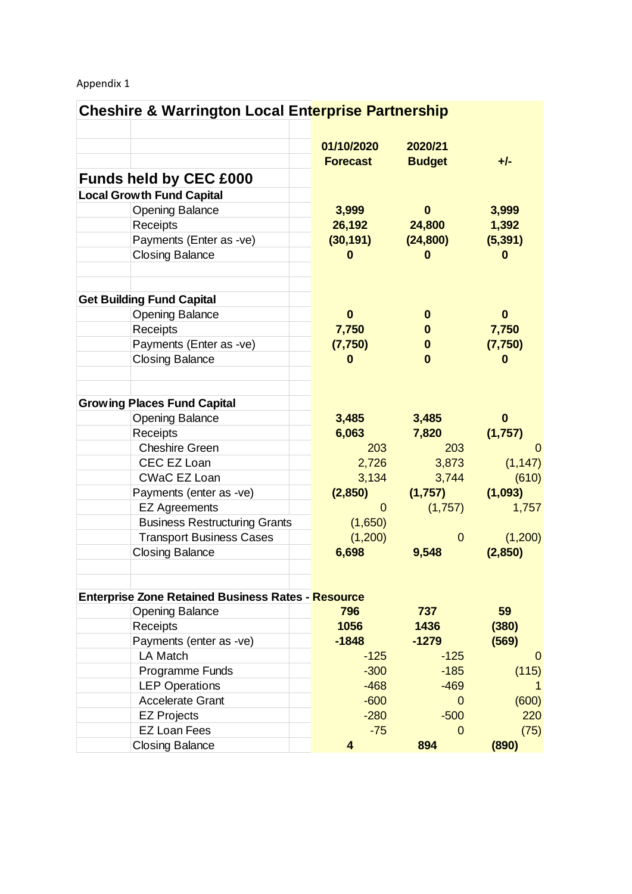Appendix 1

# Cheshire & Warrington Local Enterprise Partnership

| | | 01/10/2020 Forecast | 2020/21 Budget | +/- |
|---|---|---|---|---|
| **Funds held by CEC £000** | | | | |
| **Local Growth Fund Capital** | | | | |
| | Opening Balance | **3,999** | **0** | **3,999** |
| | Receipts | **26,192** | **24,800** | **1,392** |
| | Payments (Enter as -ve) | **(30,191)** | **(24,800)** | **(5,391)** |
| | Closing Balance | **0** | **0** | **0** |
| | | | | |
| **Get Building Fund Capital** | | | | |
| | Opening Balance | **0** | **0** | **0** |
| | Receipts | **7,750** | **0** | **7,750** |
| | Payments (Enter as -ve) | **(7,750)** | **0** | **(7,750)** |
| | Closing Balance | **0** | **0** | **0** |
| | | | | |
| **Growing Places Fund Capital** | | | | |
| | Opening Balance | **3,485** | **3,485** | **0** |
| | Receipts | **6,063** | **7,820** | **(1,757)** |
| | Cheshire Green | 203 | 203 | 0 |
| | CEC EZ Loan | 2,726 | 3,873 | (1,147) |
| | CWaC EZ Loan | 3,134 | 3,744 | (610) |
| | Payments (enter as -ve) | **(2,850)** | **(1,757)** | **(1,093)** |
| | EZ Agreements | 0 | (1,757) | 1,757 |
| | Business Restructuring Grants | (1,650) | | |
| | Transport Business Cases | (1,200) | 0 | (1,200) |
| | Closing Balance | **6,698** | **9,548** | **(2,850)** |
| | | | | |
| **Enterprise Zone Retained Business Rates - Resource** | | | | |
| | Opening Balance | **796** | **737** | **59** |
| | Receipts | **1056** | **1436** | **(380)** |
| | Payments (enter as -ve) | **-1848** | **-1279** | **(569)** |
| | LA Match | -125 | -125 | 0 |
| | Programme Funds | -300 | -185 | (115) |
| | LEP Operations | -468 | -469 | 1 |
| | Accelerate Grant | -600 | 0 | (600) |
| | EZ Projects | -280 | -500 | 220 |
| | EZ Loan Fees | -75 | 0 | (75) |
| | Closing Balance | **4** | **894** | **(890)** |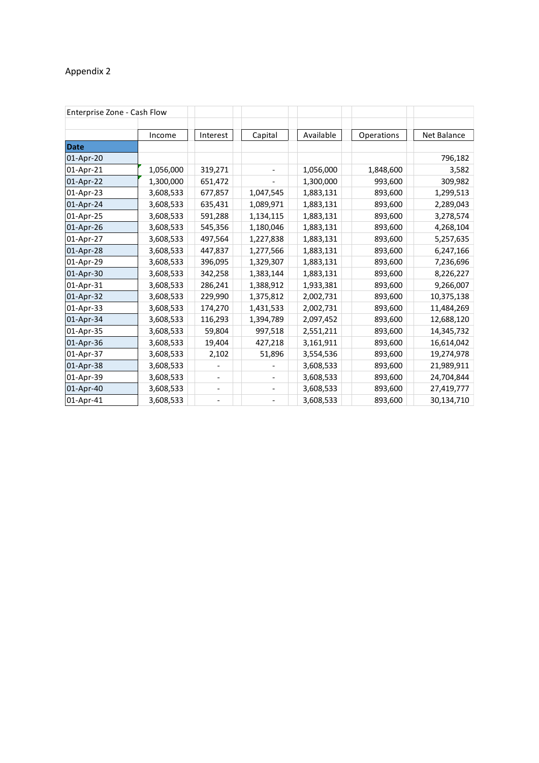Appendix 2

| Enterprise Zone - Cash Flow | | | | | | |
|---|---|---|---|---|---|---|
| | Income | Interest | Capital | Available | Operations | Net Balance |
| **Date** | | | | | | |
| 01-Apr-20 | | | | | | 796,182 |
| 01-Apr-21 | 1,056,000 | 319,271 | - | 1,056,000 | 1,848,600 | 3,582 |
| 01-Apr-22 | 1,300,000 | 651,472 | - | 1,300,000 | 993,600 | 309,982 |
| 01-Apr-23 | 3,608,533 | 677,857 | 1,047,545 | 1,883,131 | 893,600 | 1,299,513 |
| 01-Apr-24 | 3,608,533 | 635,431 | 1,089,971 | 1,883,131 | 893,600 | 2,289,043 |
| 01-Apr-25 | 3,608,533 | 591,288 | 1,134,115 | 1,883,131 | 893,600 | 3,278,574 |
| 01-Apr-26 | 3,608,533 | 545,356 | 1,180,046 | 1,883,131 | 893,600 | 4,268,104 |
| 01-Apr-27 | 3,608,533 | 497,564 | 1,227,838 | 1,883,131 | 893,600 | 5,257,635 |
| 01-Apr-28 | 3,608,533 | 447,837 | 1,277,566 | 1,883,131 | 893,600 | 6,247,166 |
| 01-Apr-29 | 3,608,533 | 396,095 | 1,329,307 | 1,883,131 | 893,600 | 7,236,696 |
| 01-Apr-30 | 3,608,533 | 342,258 | 1,383,144 | 1,883,131 | 893,600 | 8,226,227 |
| 01-Apr-31 | 3,608,533 | 286,241 | 1,388,912 | 1,933,381 | 893,600 | 9,266,007 |
| 01-Apr-32 | 3,608,533 | 229,990 | 1,375,812 | 2,002,731 | 893,600 | 10,375,138 |
| 01-Apr-33 | 3,608,533 | 174,270 | 1,431,533 | 2,002,731 | 893,600 | 11,484,269 |
| 01-Apr-34 | 3,608,533 | 116,293 | 1,394,789 | 2,097,452 | 893,600 | 12,688,120 |
| 01-Apr-35 | 3,608,533 | 59,804 | 997,518 | 2,551,211 | 893,600 | 14,345,732 |
| 01-Apr-36 | 3,608,533 | 19,404 | 427,218 | 3,161,911 | 893,600 | 16,614,042 |
| 01-Apr-37 | 3,608,533 | 2,102 | 51,896 | 3,554,536 | 893,600 | 19,274,978 |
| 01-Apr-38 | 3,608,533 | - | - | 3,608,533 | 893,600 | 21,989,911 |
| 01-Apr-39 | 3,608,533 | - | - | 3,608,533 | 893,600 | 24,704,844 |
| 01-Apr-40 | 3,608,533 | - | - | 3,608,533 | 893,600 | 27,419,777 |
| 01-Apr-41 | 3,608,533 | - | - | 3,608,533 | 893,600 | 30,134,710 |